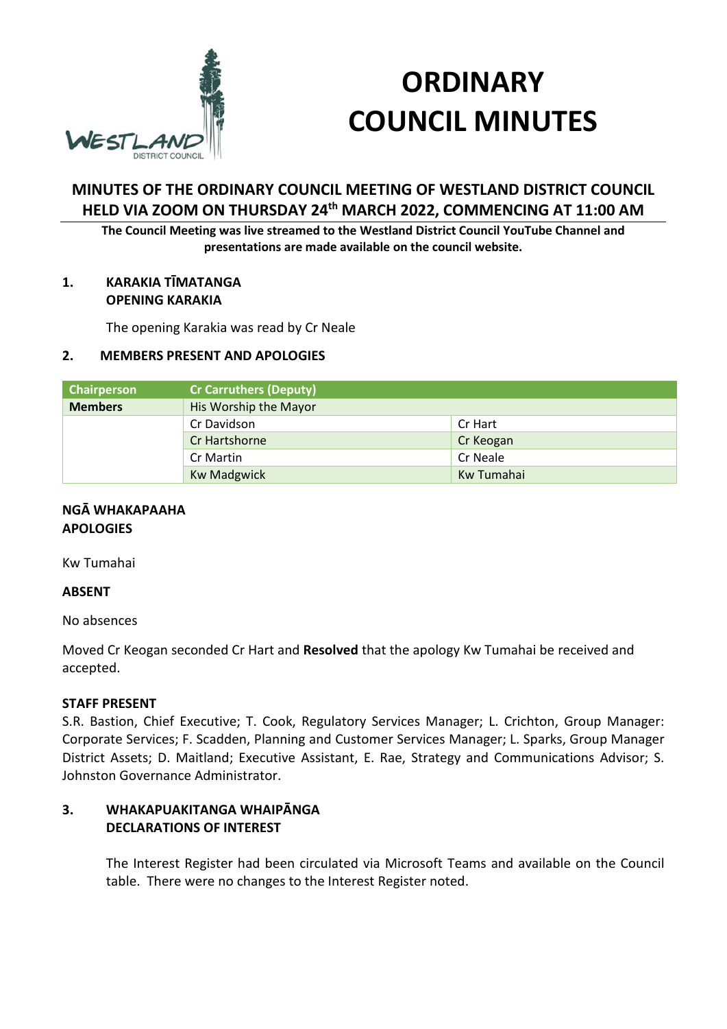# ORDINARY COUNCIL MINUTES

## MINUTES OF THE ORDINARY COUNCIL MEETING OF WESTLAND DISTRICT COUNCIL HELD VIA ZOOM ON THURSDAY 24th MARCH 2022, COMMENCING AT 11:00 AM

**The Council Meeting was live streamed to the Westland District Council YouTube Channel and presentations are made available on the council website.**

### 1. KARAKIA TĪMATANGA OPENING KARAKIA

The opening Karakia was read by Cr Neale

### 2. MEMBERS PRESENT AND APOLOGIES

| Chairperson | Cr Carruthers (Deputy) | |
|---|---|---|
| **Members** | His Worship the Mayor | |
| | Cr Davidson | Cr Hart |
| | Cr Hartshorne | Cr Keogan |
| | Cr Martin | Cr Neale |
| | Kw Madgwick | Kw Tumahai |

**NGĀ WHAKAPAAHA APOLOGIES**

Kw Tumahai

**ABSENT**

No absences

Moved Cr Keogan seconded Cr Hart and **Resolved** that the apology Kw Tumahai be received and accepted.

**STAFF PRESENT**

S.R. Bastion, Chief Executive; T. Cook, Regulatory Services Manager; L. Crichton, Group Manager: Corporate Services; F. Scadden, Planning and Customer Services Manager; L. Sparks, Group Manager District Assets; D. Maitland; Executive Assistant, E. Rae, Strategy and Communications Advisor; S. Johnston Governance Administrator.

### 3. WHAKAPUAKITANGA WHAIPĀNGA DECLARATIONS OF INTEREST

The Interest Register had been circulated via Microsoft Teams and available on the Council table. There were no changes to the Interest Register noted.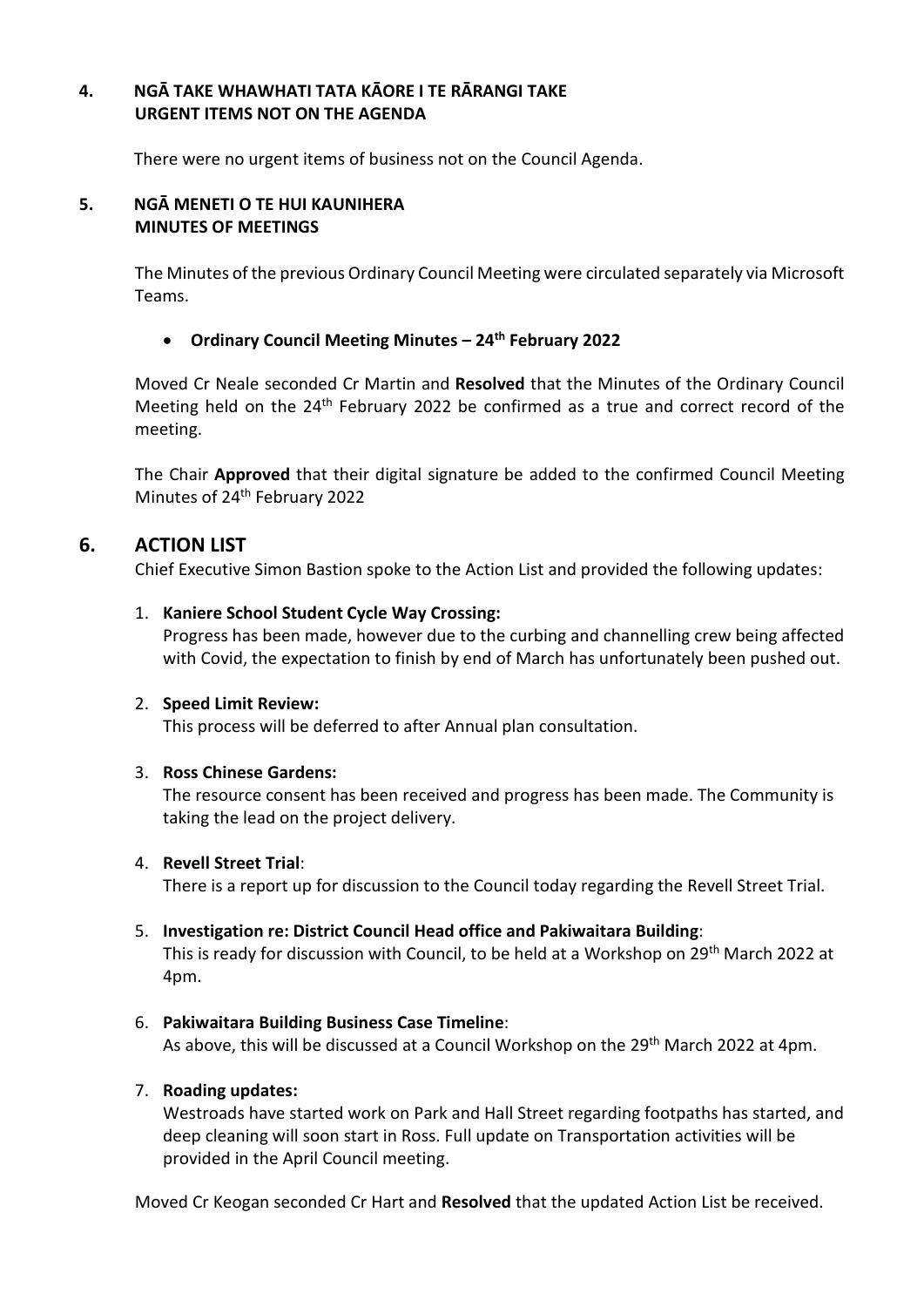## 4. NGĀ TAKE WHAWHATI TATA KĀORE I TE RĀRANGI TAKE URGENT ITEMS NOT ON THE AGENDA

There were no urgent items of business not on the Council Agenda.

## 5. NGĀ MENETI O TE HUI KAUNIHERA MINUTES OF MEETINGS

The Minutes of the previous Ordinary Council Meeting were circulated separately via Microsoft Teams.

- **Ordinary Council Meeting Minutes – 24th February 2022**

Moved Cr Neale seconded Cr Martin and **Resolved** that the Minutes of the Ordinary Council Meeting held on the 24th February 2022 be confirmed as a true and correct record of the meeting.

The Chair **Approved** that their digital signature be added to the confirmed Council Meeting Minutes of 24th February 2022

## 6. ACTION LIST

Chief Executive Simon Bastion spoke to the Action List and provided the following updates:

1. **Kaniere School Student Cycle Way Crossing:**
   Progress has been made, however due to the curbing and channelling crew being affected with Covid, the expectation to finish by end of March has unfortunately been pushed out.

2. **Speed Limit Review:**
   This process will be deferred to after Annual plan consultation.

3. **Ross Chinese Gardens:**
   The resource consent has been received and progress has been made. The Community is taking the lead on the project delivery.

4. **Revell Street Trial**:
   There is a report up for discussion to the Council today regarding the Revell Street Trial.

5. **Investigation re: District Council Head office and Pakiwaitara Building**:
   This is ready for discussion with Council, to be held at a Workshop on 29th March 2022 at 4pm.

6. **Pakiwaitara Building Business Case Timeline**:
   As above, this will be discussed at a Council Workshop on the 29th March 2022 at 4pm.

7. **Roading updates:**
   Westroads have started work on Park and Hall Street regarding footpaths has started, and deep cleaning will soon start in Ross. Full update on Transportation activities will be provided in the April Council meeting.

Moved Cr Keogan seconded Cr Hart and **Resolved** that the updated Action List be received.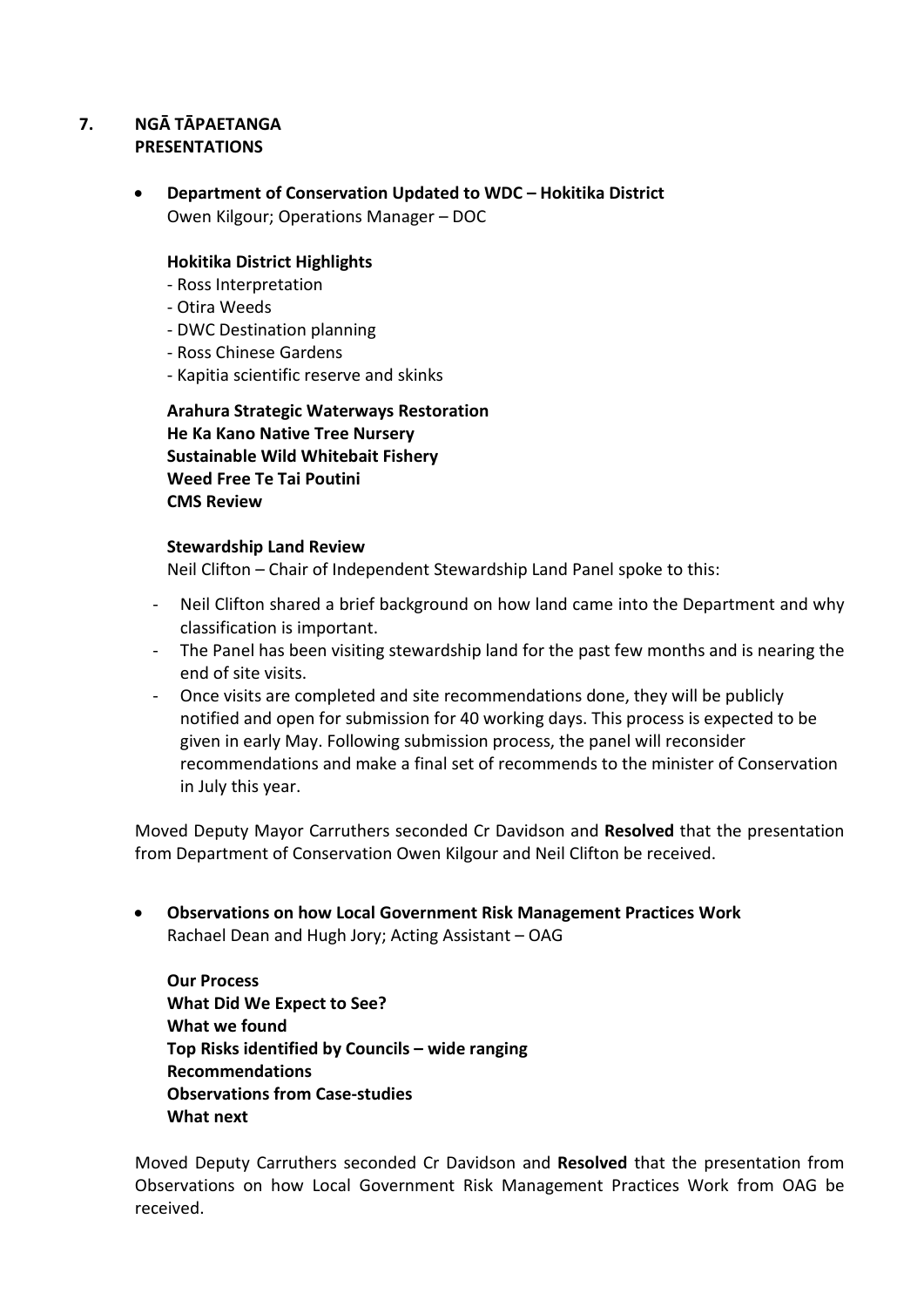## 7. NGĀ TĀPAETANGA PRESENTATIONS

- **Department of Conservation Updated to WDC – Hokitika District**
  Owen Kilgour; Operations Manager – DOC

  **Hokitika District Highlights**
  - Ross Interpretation
  - Otira Weeds
  - DWC Destination planning
  - Ross Chinese Gardens
  - Kapitia scientific reserve and skinks

  **Arahura Strategic Waterways Restoration**
  **He Ka Kano Native Tree Nursery**
  **Sustainable Wild Whitebait Fishery**
  **Weed Free Te Tai Poutini**
  **CMS Review**

  **Stewardship Land Review**
  Neil Clifton – Chair of Independent Stewardship Land Panel spoke to this:

  - Neil Clifton shared a brief background on how land came into the Department and why classification is important.
  - The Panel has been visiting stewardship land for the past few months and is nearing the end of site visits.
  - Once visits are completed and site recommendations done, they will be publicly notified and open for submission for 40 working days. This process is expected to be given in early May. Following submission process, the panel will reconsider recommendations and make a final set of recommends to the minister of Conservation in July this year.

Moved Deputy Mayor Carruthers seconded Cr Davidson and **Resolved** that the presentation from Department of Conservation Owen Kilgour and Neil Clifton be received.

- **Observations on how Local Government Risk Management Practices Work**
  Rachael Dean and Hugh Jory; Acting Assistant – OAG

  **Our Process**
  **What Did We Expect to See?**
  **What we found**
  **Top Risks identified by Councils – wide ranging**
  **Recommendations**
  **Observations from Case-studies**
  **What next**

Moved Deputy Carruthers seconded Cr Davidson and **Resolved** that the presentation from Observations on how Local Government Risk Management Practices Work from OAG be received.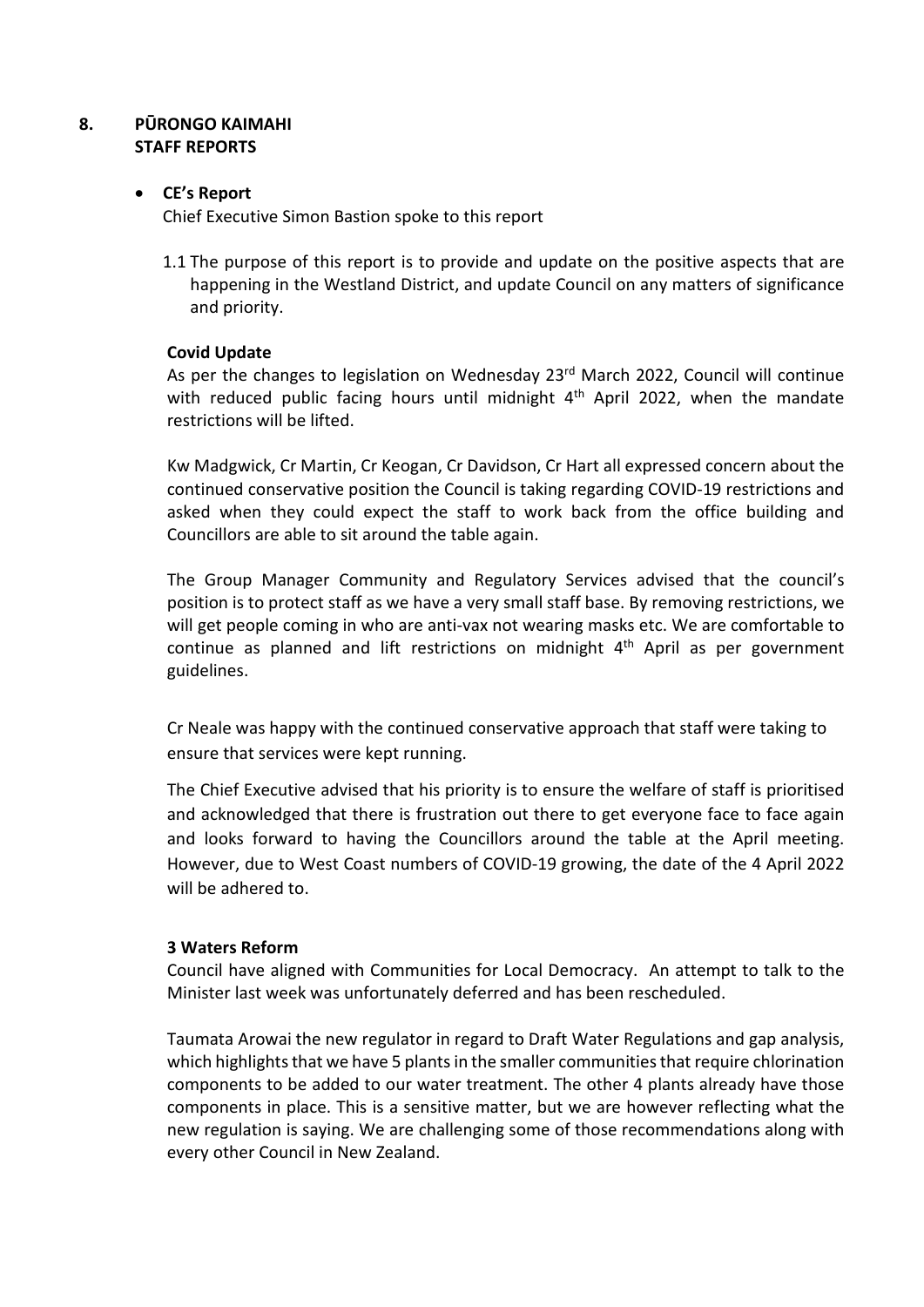## 8. PŪRONGO KAIMAHI STAFF REPORTS

- **CE's Report**

  Chief Executive Simon Bastion spoke to this report

  1.1 The purpose of this report is to provide and update on the positive aspects that are happening in the Westland District, and update Council on any matters of significance and priority.

  **Covid Update**

  As per the changes to legislation on Wednesday 23rd March 2022, Council will continue with reduced public facing hours until midnight 4th April 2022, when the mandate restrictions will be lifted.

  Kw Madgwick, Cr Martin, Cr Keogan, Cr Davidson, Cr Hart all expressed concern about the continued conservative position the Council is taking regarding COVID-19 restrictions and asked when they could expect the staff to work back from the office building and Councillors are able to sit around the table again.

  The Group Manager Community and Regulatory Services advised that the council's position is to protect staff as we have a very small staff base. By removing restrictions, we will get people coming in who are anti-vax not wearing masks etc. We are comfortable to continue as planned and lift restrictions on midnight 4th April as per government guidelines.

  Cr Neale was happy with the continued conservative approach that staff were taking to ensure that services were kept running.

  The Chief Executive advised that his priority is to ensure the welfare of staff is prioritised and acknowledged that there is frustration out there to get everyone face to face again and looks forward to having the Councillors around the table at the April meeting. However, due to West Coast numbers of COVID-19 growing, the date of the 4 April 2022 will be adhered to.

  **3 Waters Reform**

  Council have aligned with Communities for Local Democracy. An attempt to talk to the Minister last week was unfortunately deferred and has been rescheduled.

  Taumata Arowai the new regulator in regard to Draft Water Regulations and gap analysis, which highlights that we have 5 plants in the smaller communities that require chlorination components to be added to our water treatment. The other 4 plants already have those components in place. This is a sensitive matter, but we are however reflecting what the new regulation is saying. We are challenging some of those recommendations along with every other Council in New Zealand.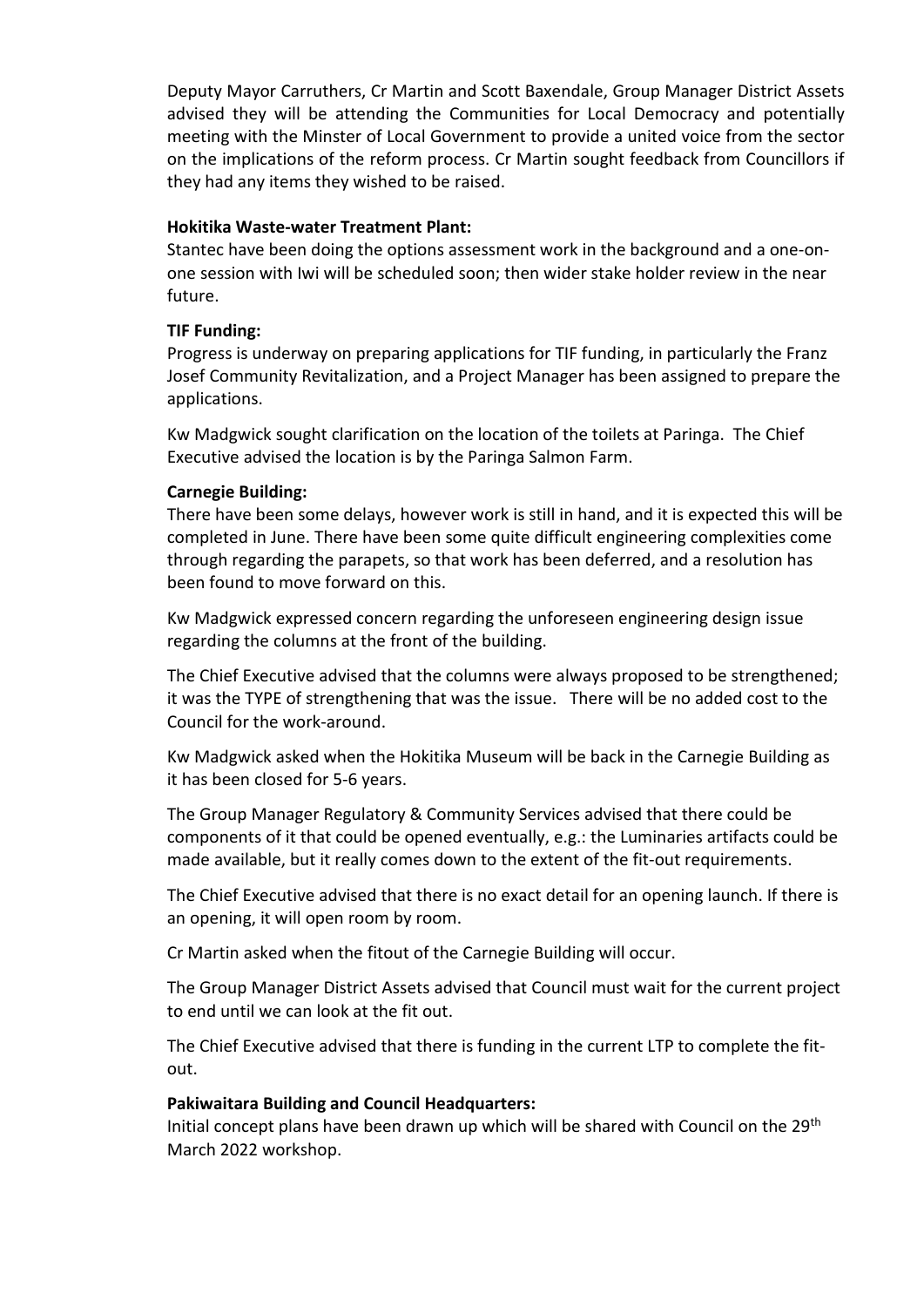Deputy Mayor Carruthers, Cr Martin and Scott Baxendale, Group Manager District Assets advised they will be attending the Communities for Local Democracy and potentially meeting with the Minster of Local Government to provide a united voice from the sector on the implications of the reform process. Cr Martin sought feedback from Councillors if they had any items they wished to be raised.

**Hokitika Waste-water Treatment Plant:**
Stantec have been doing the options assessment work in the background and a one-on-one session with Iwi will be scheduled soon; then wider stake holder review in the near future.

**TIF Funding:**
Progress is underway on preparing applications for TIF funding, in particularly the Franz Josef Community Revitalization, and a Project Manager has been assigned to prepare the applications.

Kw Madgwick sought clarification on the location of the toilets at Paringa. The Chief Executive advised the location is by the Paringa Salmon Farm.

**Carnegie Building:**
There have been some delays, however work is still in hand, and it is expected this will be completed in June. There have been some quite difficult engineering complexities come through regarding the parapets, so that work has been deferred, and a resolution has been found to move forward on this.

Kw Madgwick expressed concern regarding the unforeseen engineering design issue regarding the columns at the front of the building.

The Chief Executive advised that the columns were always proposed to be strengthened; it was the TYPE of strengthening that was the issue. There will be no added cost to the Council for the work-around.

Kw Madgwick asked when the Hokitika Museum will be back in the Carnegie Building as it has been closed for 5-6 years.

The Group Manager Regulatory & Community Services advised that there could be components of it that could be opened eventually, e.g.: the Luminaries artifacts could be made available, but it really comes down to the extent of the fit-out requirements.

The Chief Executive advised that there is no exact detail for an opening launch. If there is an opening, it will open room by room.

Cr Martin asked when the fitout of the Carnegie Building will occur.

The Group Manager District Assets advised that Council must wait for the current project to end until we can look at the fit out.

The Chief Executive advised that there is funding in the current LTP to complete the fit-out.

**Pakiwaitara Building and Council Headquarters:**
Initial concept plans have been drawn up which will be shared with Council on the 29th March 2022 workshop.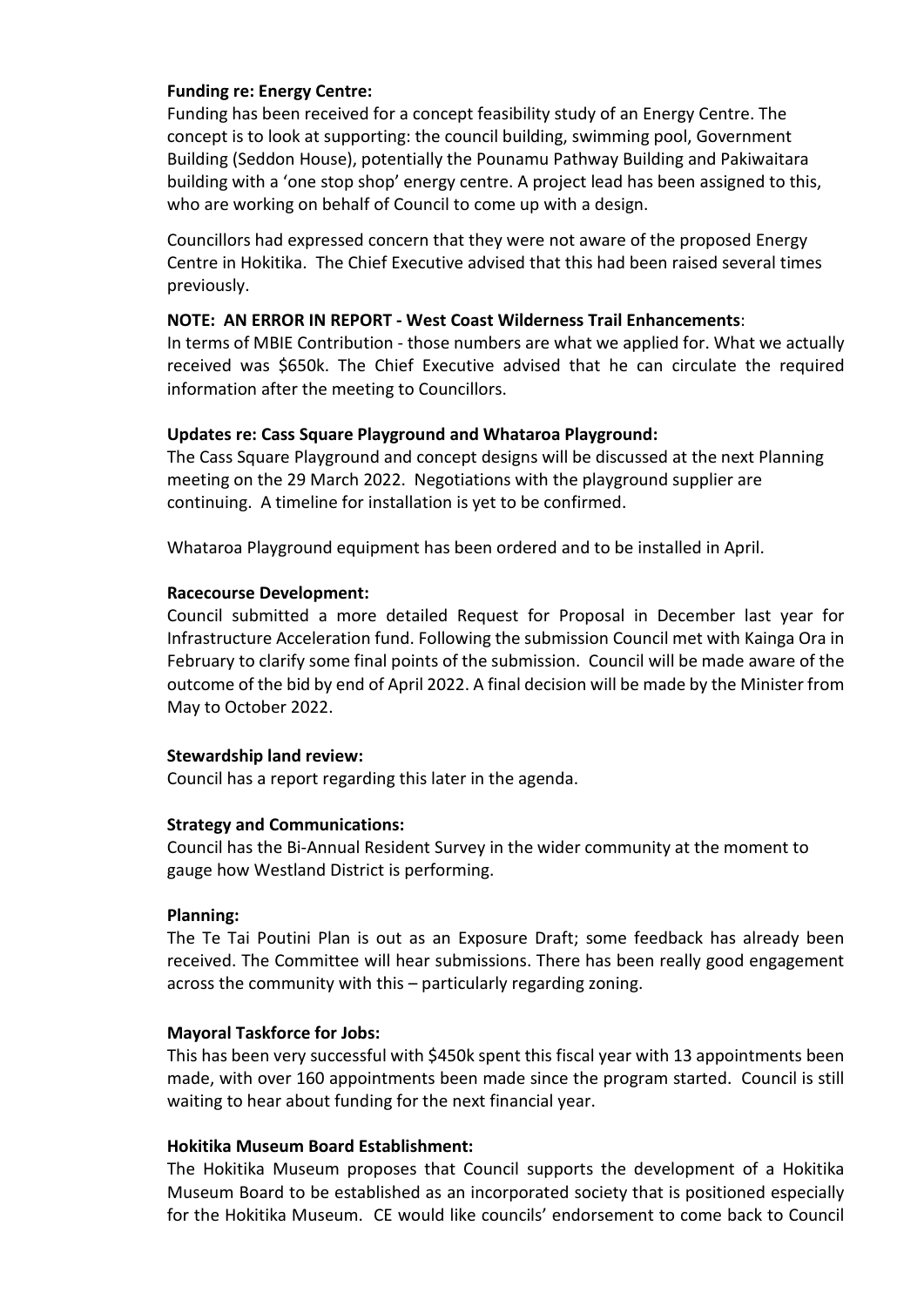**Funding re: Energy Centre:**

Funding has been received for a concept feasibility study of an Energy Centre. The concept is to look at supporting: the council building, swimming pool, Government Building (Seddon House), potentially the Pounamu Pathway Building and Pakiwaitara building with a 'one stop shop' energy centre. A project lead has been assigned to this, who are working on behalf of Council to come up with a design.

Councillors had expressed concern that they were not aware of the proposed Energy Centre in Hokitika. The Chief Executive advised that this had been raised several times previously.

**NOTE: AN ERROR IN REPORT - West Coast Wilderness Trail Enhancements**:

In terms of MBIE Contribution - those numbers are what we applied for. What we actually received was $650k. The Chief Executive advised that he can circulate the required information after the meeting to Councillors.

**Updates re: Cass Square Playground and Whataroa Playground:**

The Cass Square Playground and concept designs will be discussed at the next Planning meeting on the 29 March 2022. Negotiations with the playground supplier are continuing. A timeline for installation is yet to be confirmed.

Whataroa Playground equipment has been ordered and to be installed in April.

**Racecourse Development:**

Council submitted a more detailed Request for Proposal in December last year for Infrastructure Acceleration fund. Following the submission Council met with Kainga Ora in February to clarify some final points of the submission. Council will be made aware of the outcome of the bid by end of April 2022. A final decision will be made by the Minister from May to October 2022.

**Stewardship land review:**

Council has a report regarding this later in the agenda.

**Strategy and Communications:**

Council has the Bi-Annual Resident Survey in the wider community at the moment to gauge how Westland District is performing.

**Planning:**

The Te Tai Poutini Plan is out as an Exposure Draft; some feedback has already been received. The Committee will hear submissions. There has been really good engagement across the community with this – particularly regarding zoning.

**Mayoral Taskforce for Jobs:**

This has been very successful with $450k spent this fiscal year with 13 appointments been made, with over 160 appointments been made since the program started. Council is still waiting to hear about funding for the next financial year.

**Hokitika Museum Board Establishment:**

The Hokitika Museum proposes that Council supports the development of a Hokitika Museum Board to be established as an incorporated society that is positioned especially for the Hokitika Museum. CE would like councils' endorsement to come back to Council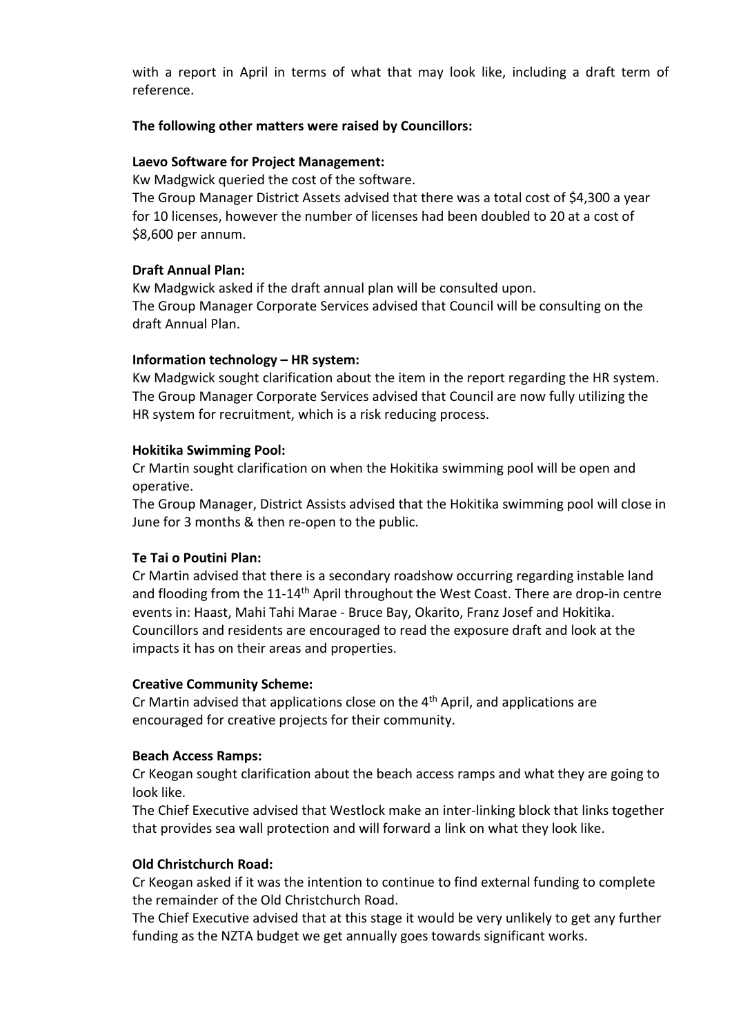with a report in April in terms of what that may look like, including a draft term of reference.

**The following other matters were raised by Councillors:**

**Laevo Software for Project Management:**

Kw Madgwick queried the cost of the software.

The Group Manager District Assets advised that there was a total cost of $4,300 a year for 10 licenses, however the number of licenses had been doubled to 20 at a cost of $8,600 per annum.

**Draft Annual Plan:**

Kw Madgwick asked if the draft annual plan will be consulted upon.

The Group Manager Corporate Services advised that Council will be consulting on the draft Annual Plan.

**Information technology – HR system:**

Kw Madgwick sought clarification about the item in the report regarding the HR system.

The Group Manager Corporate Services advised that Council are now fully utilizing the HR system for recruitment, which is a risk reducing process.

**Hokitika Swimming Pool:**

Cr Martin sought clarification on when the Hokitika swimming pool will be open and operative.

The Group Manager, District Assists advised that the Hokitika swimming pool will close in June for 3 months & then re-open to the public.

**Te Tai o Poutini Plan:**

Cr Martin advised that there is a secondary roadshow occurring regarding instable land and flooding from the 11-14th April throughout the West Coast. There are drop-in centre events in: Haast, Mahi Tahi Marae - Bruce Bay, Okarito, Franz Josef and Hokitika. Councillors and residents are encouraged to read the exposure draft and look at the impacts it has on their areas and properties.

**Creative Community Scheme:**

Cr Martin advised that applications close on the 4th April, and applications are encouraged for creative projects for their community.

**Beach Access Ramps:**

Cr Keogan sought clarification about the beach access ramps and what they are going to look like.

The Chief Executive advised that Westlock make an inter-linking block that links together that provides sea wall protection and will forward a link on what they look like.

**Old Christchurch Road:**

Cr Keogan asked if it was the intention to continue to find external funding to complete the remainder of the Old Christchurch Road.

The Chief Executive advised that at this stage it would be very unlikely to get any further funding as the NZTA budget we get annually goes towards significant works.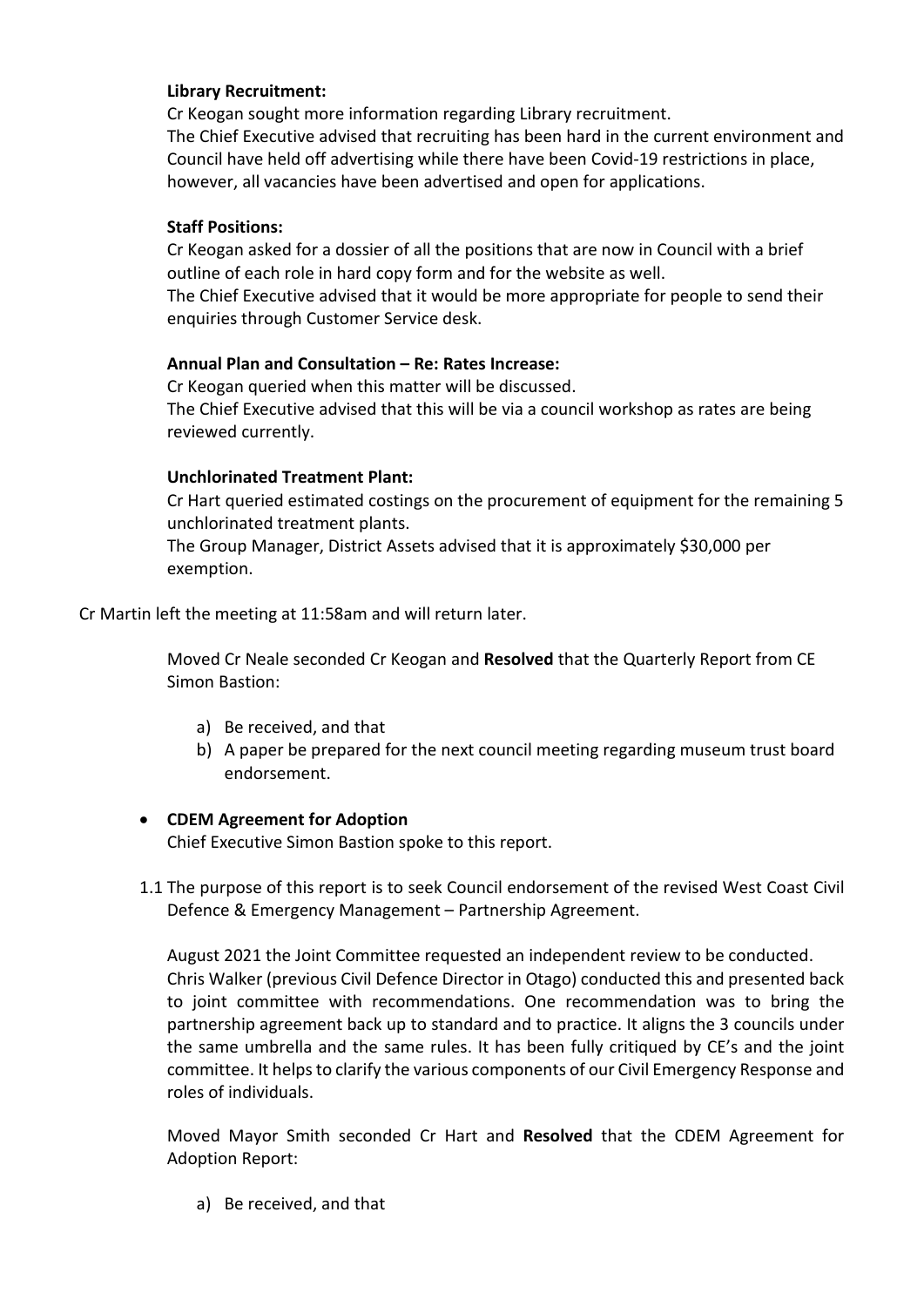**Library Recruitment:**

Cr Keogan sought more information regarding Library recruitment.
The Chief Executive advised that recruiting has been hard in the current environment and Council have held off advertising while there have been Covid-19 restrictions in place, however, all vacancies have been advertised and open for applications.

**Staff Positions:**

Cr Keogan asked for a dossier of all the positions that are now in Council with a brief outline of each role in hard copy form and for the website as well.
The Chief Executive advised that it would be more appropriate for people to send their enquiries through Customer Service desk.

**Annual Plan and Consultation – Re: Rates Increase:**

Cr Keogan queried when this matter will be discussed.
The Chief Executive advised that this will be via a council workshop as rates are being reviewed currently.

**Unchlorinated Treatment Plant:**

Cr Hart queried estimated costings on the procurement of equipment for the remaining 5 unchlorinated treatment plants.
The Group Manager, District Assets advised that it is approximately $30,000 per exemption.

Cr Martin left the meeting at 11:58am and will return later.

Moved Cr Neale seconded Cr Keogan and **Resolved** that the Quarterly Report from CE Simon Bastion:

a) Be received, and that
b) A paper be prepared for the next council meeting regarding museum trust board endorsement.

- **CDEM Agreement for Adoption**
  Chief Executive Simon Bastion spoke to this report.

1.1 The purpose of this report is to seek Council endorsement of the revised West Coast Civil Defence & Emergency Management – Partnership Agreement.

August 2021 the Joint Committee requested an independent review to be conducted. Chris Walker (previous Civil Defence Director in Otago) conducted this and presented back to joint committee with recommendations. One recommendation was to bring the partnership agreement back up to standard and to practice. It aligns the 3 councils under the same umbrella and the same rules. It has been fully critiqued by CE's and the joint committee. It helps to clarify the various components of our Civil Emergency Response and roles of individuals.

Moved Mayor Smith seconded Cr Hart and **Resolved** that the CDEM Agreement for Adoption Report:

a) Be received, and that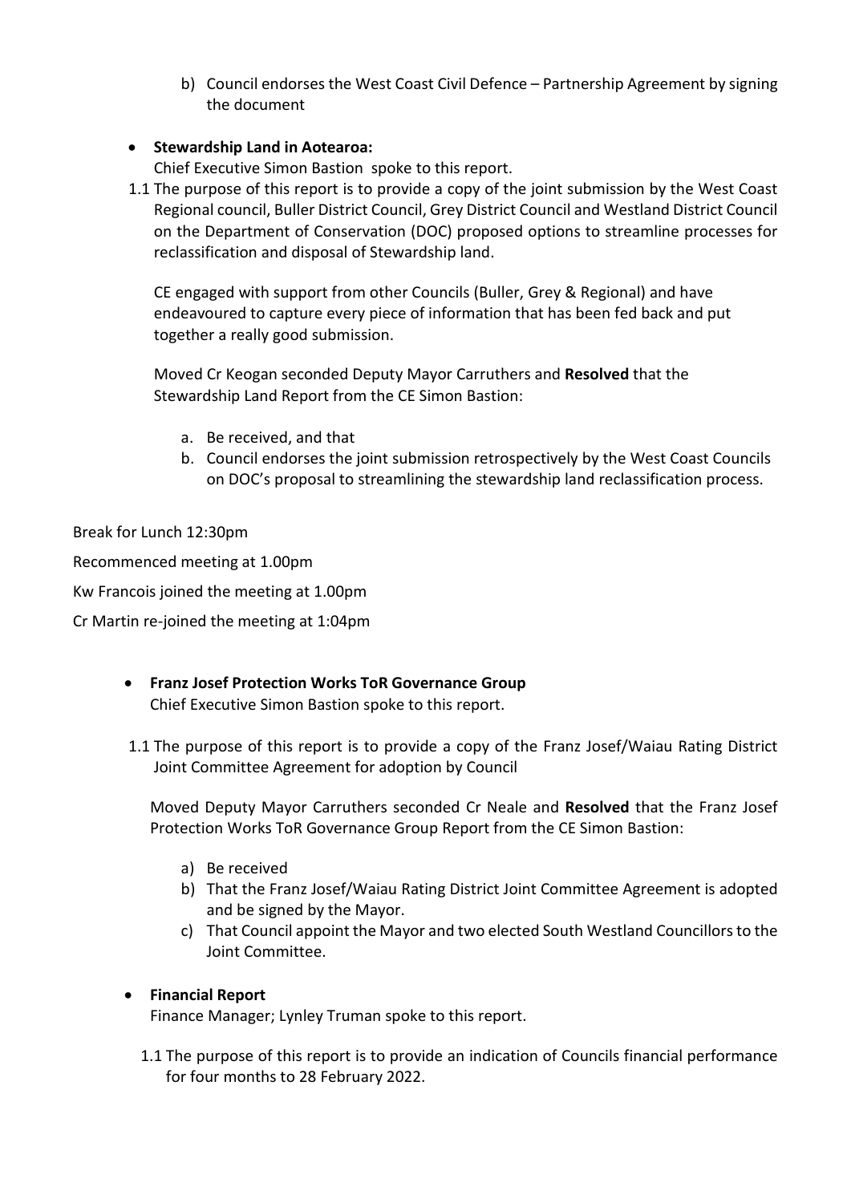b) Council endorses the West Coast Civil Defence – Partnership Agreement by signing the document

- **Stewardship Land in Aotearoa:**
  Chief Executive Simon Bastion spoke to this report.

1.1 The purpose of this report is to provide a copy of the joint submission by the West Coast Regional council, Buller District Council, Grey District Council and Westland District Council on the Department of Conservation (DOC) proposed options to streamline processes for reclassification and disposal of Stewardship land.

CE engaged with support from other Councils (Buller, Grey & Regional) and have endeavoured to capture every piece of information that has been fed back and put together a really good submission.

Moved Cr Keogan seconded Deputy Mayor Carruthers and **Resolved** that the Stewardship Land Report from the CE Simon Bastion:

a. Be received, and that
b. Council endorses the joint submission retrospectively by the West Coast Councils on DOC's proposal to streamlining the stewardship land reclassification process.

Break for Lunch 12:30pm

Recommenced meeting at 1.00pm

Kw Francois joined the meeting at 1.00pm

Cr Martin re-joined the meeting at 1:04pm

- **Franz Josef Protection Works ToR Governance Group**
  Chief Executive Simon Bastion spoke to this report.

1.1 The purpose of this report is to provide a copy of the Franz Josef/Waiau Rating District Joint Committee Agreement for adoption by Council

Moved Deputy Mayor Carruthers seconded Cr Neale and **Resolved** that the Franz Josef Protection Works ToR Governance Group Report from the CE Simon Bastion:

a) Be received
b) That the Franz Josef/Waiau Rating District Joint Committee Agreement is adopted and be signed by the Mayor.
c) That Council appoint the Mayor and two elected South Westland Councillors to the Joint Committee.

- **Financial Report**
  Finance Manager; Lynley Truman spoke to this report.

1.1 The purpose of this report is to provide an indication of Councils financial performance for four months to 28 February 2022.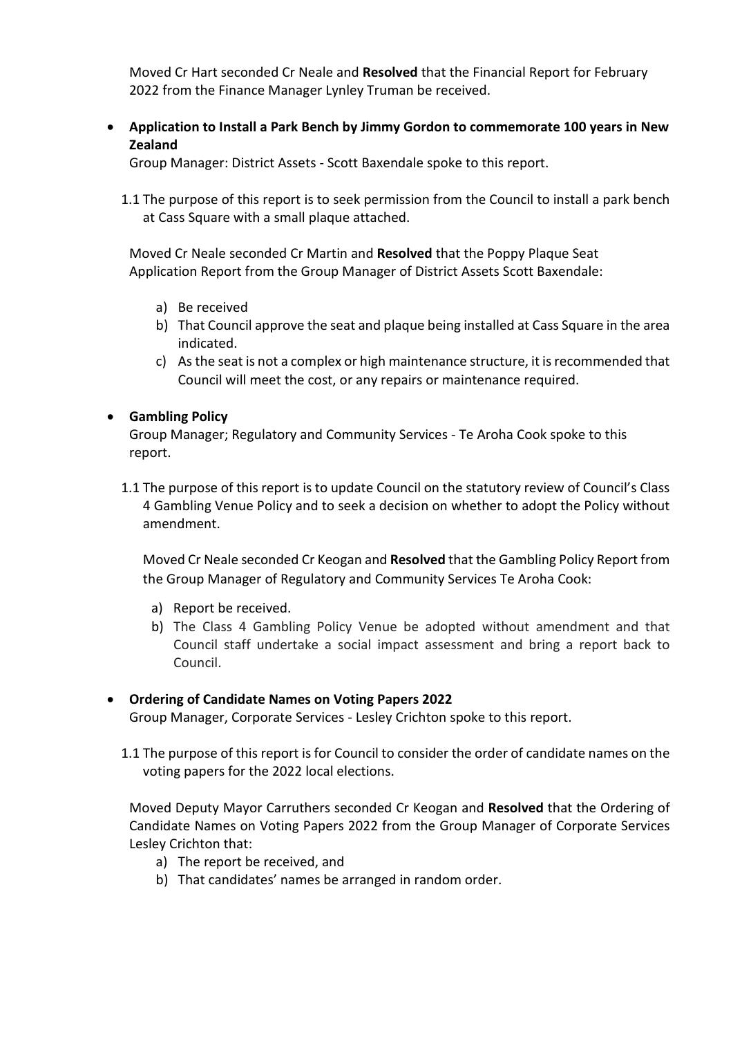Moved Cr Hart seconded Cr Neale and **Resolved** that the Financial Report for February 2022 from the Finance Manager Lynley Truman be received.

- **Application to Install a Park Bench by Jimmy Gordon to commemorate 100 years in New Zealand**
  
  Group Manager: District Assets - Scott Baxendale spoke to this report.

  1.1 The purpose of this report is to seek permission from the Council to install a park bench at Cass Square with a small plaque attached.

  Moved Cr Neale seconded Cr Martin and **Resolved** that the Poppy Plaque Seat Application Report from the Group Manager of District Assets Scott Baxendale:

  a) Be received
  b) That Council approve the seat and plaque being installed at Cass Square in the area indicated.
  c) As the seat is not a complex or high maintenance structure, it is recommended that Council will meet the cost, or any repairs or maintenance required.

- **Gambling Policy**
  
  Group Manager; Regulatory and Community Services - Te Aroha Cook spoke to this report.

  1.1 The purpose of this report is to update Council on the statutory review of Council's Class 4 Gambling Venue Policy and to seek a decision on whether to adopt the Policy without amendment.

  Moved Cr Neale seconded Cr Keogan and **Resolved** that the Gambling Policy Report from the Group Manager of Regulatory and Community Services Te Aroha Cook:

  a) Report be received.
  b) The Class 4 Gambling Policy Venue be adopted without amendment and that Council staff undertake a social impact assessment and bring a report back to Council.

- **Ordering of Candidate Names on Voting Papers 2022**
  
  Group Manager, Corporate Services - Lesley Crichton spoke to this report.

  1.1 The purpose of this report is for Council to consider the order of candidate names on the voting papers for the 2022 local elections.

  Moved Deputy Mayor Carruthers seconded Cr Keogan and **Resolved** that the Ordering of Candidate Names on Voting Papers 2022 from the Group Manager of Corporate Services Lesley Crichton that:

  a) The report be received, and
  b) That candidates' names be arranged in random order.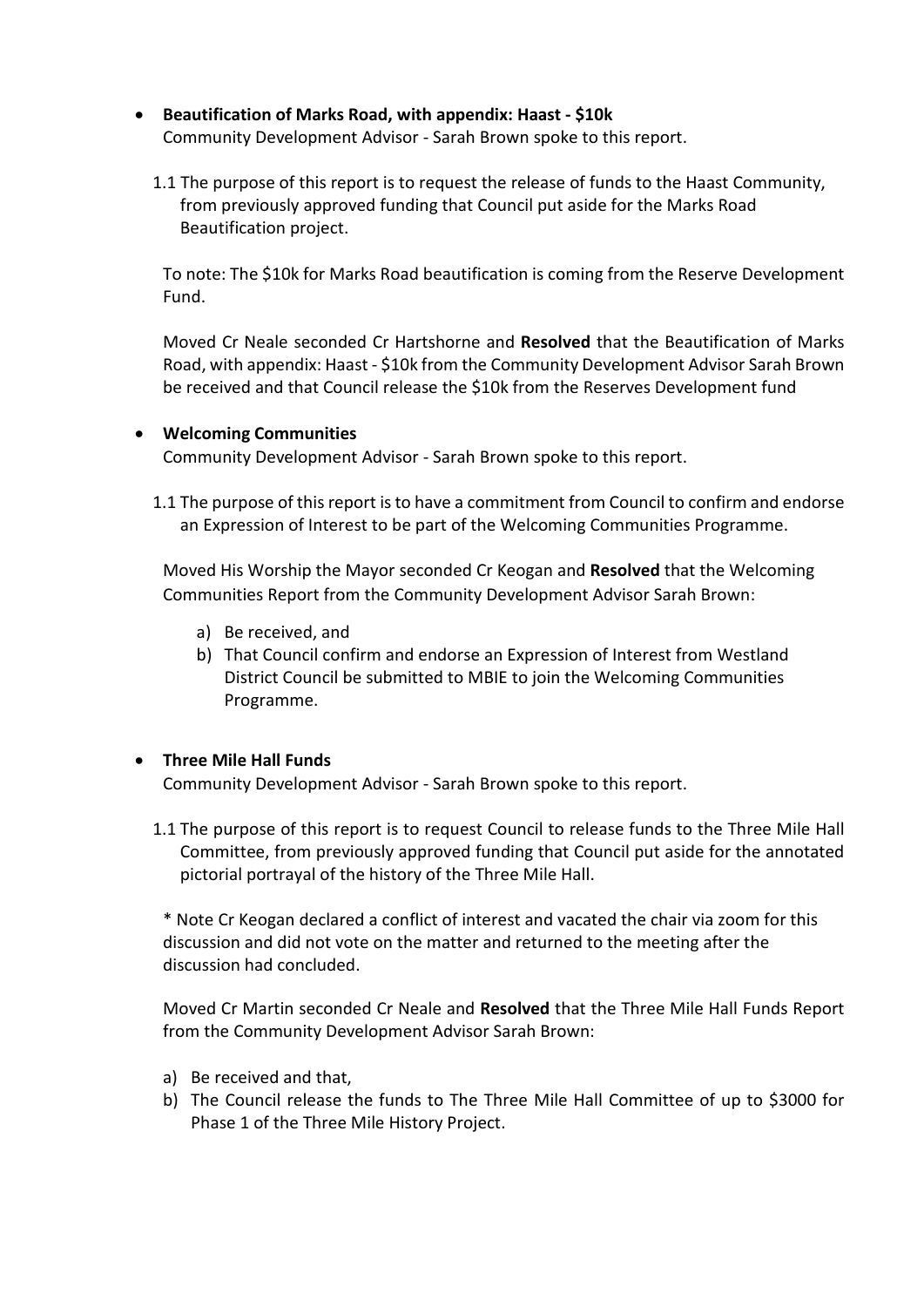- **Beautification of Marks Road, with appendix: Haast - $10k**
  Community Development Advisor - Sarah Brown spoke to this report.

  1.1 The purpose of this report is to request the release of funds to the Haast Community, from previously approved funding that Council put aside for the Marks Road Beautification project.

  To note: The $10k for Marks Road beautification is coming from the Reserve Development Fund.

  Moved Cr Neale seconded Cr Hartshorne and **Resolved** that the Beautification of Marks Road, with appendix: Haast - $10k from the Community Development Advisor Sarah Brown be received and that Council release the $10k from the Reserves Development fund

- **Welcoming Communities**
  Community Development Advisor - Sarah Brown spoke to this report.

  1.1 The purpose of this report is to have a commitment from Council to confirm and endorse an Expression of Interest to be part of the Welcoming Communities Programme.

  Moved His Worship the Mayor seconded Cr Keogan and **Resolved** that the Welcoming Communities Report from the Community Development Advisor Sarah Brown:

  a) Be received, and
  b) That Council confirm and endorse an Expression of Interest from Westland District Council be submitted to MBIE to join the Welcoming Communities Programme.

- **Three Mile Hall Funds**
  Community Development Advisor - Sarah Brown spoke to this report.

  1.1 The purpose of this report is to request Council to release funds to the Three Mile Hall Committee, from previously approved funding that Council put aside for the annotated pictorial portrayal of the history of the Three Mile Hall.

  * Note Cr Keogan declared a conflict of interest and vacated the chair via zoom for this discussion and did not vote on the matter and returned to the meeting after the discussion had concluded.

  Moved Cr Martin seconded Cr Neale and **Resolved** that the Three Mile Hall Funds Report from the Community Development Advisor Sarah Brown:

  a) Be received and that,
  b) The Council release the funds to The Three Mile Hall Committee of up to $3000 for Phase 1 of the Three Mile History Project.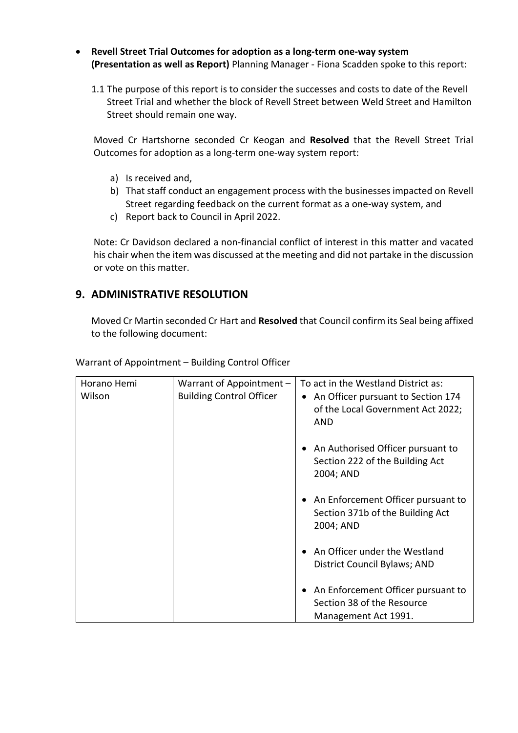- **Revell Street Trial Outcomes for adoption as a long-term one-way system (Presentation as well as Report)** Planning Manager - Fiona Scadden spoke to this report:

  1.1 The purpose of this report is to consider the successes and costs to date of the Revell Street Trial and whether the block of Revell Street between Weld Street and Hamilton Street should remain one way.

  Moved Cr Hartshorne seconded Cr Keogan and **Resolved** that the Revell Street Trial Outcomes for adoption as a long-term one-way system report:

  a) Is received and,
  b) That staff conduct an engagement process with the businesses impacted on Revell Street regarding feedback on the current format as a one-way system, and
  c) Report back to Council in April 2022.

  Note: Cr Davidson declared a non-financial conflict of interest in this matter and vacated his chair when the item was discussed at the meeting and did not partake in the discussion or vote on this matter.

## 9. ADMINISTRATIVE RESOLUTION

Moved Cr Martin seconded Cr Hart and **Resolved** that Council confirm its Seal being affixed to the following document:

Warrant of Appointment – Building Control Officer

| Horano Hemi Wilson | Warrant of Appointment – Building Control Officer | To act in the Westland District as: <br> • An Officer pursuant to Section 174 of the Local Government Act 2022; AND <br> • An Authorised Officer pursuant to Section 222 of the Building Act 2004; AND <br> • An Enforcement Officer pursuant to Section 371b of the Building Act 2004; AND <br> • An Officer under the Westland District Council Bylaws; AND <br> • An Enforcement Officer pursuant to Section 38 of the Resource Management Act 1991. |
|---|---|---|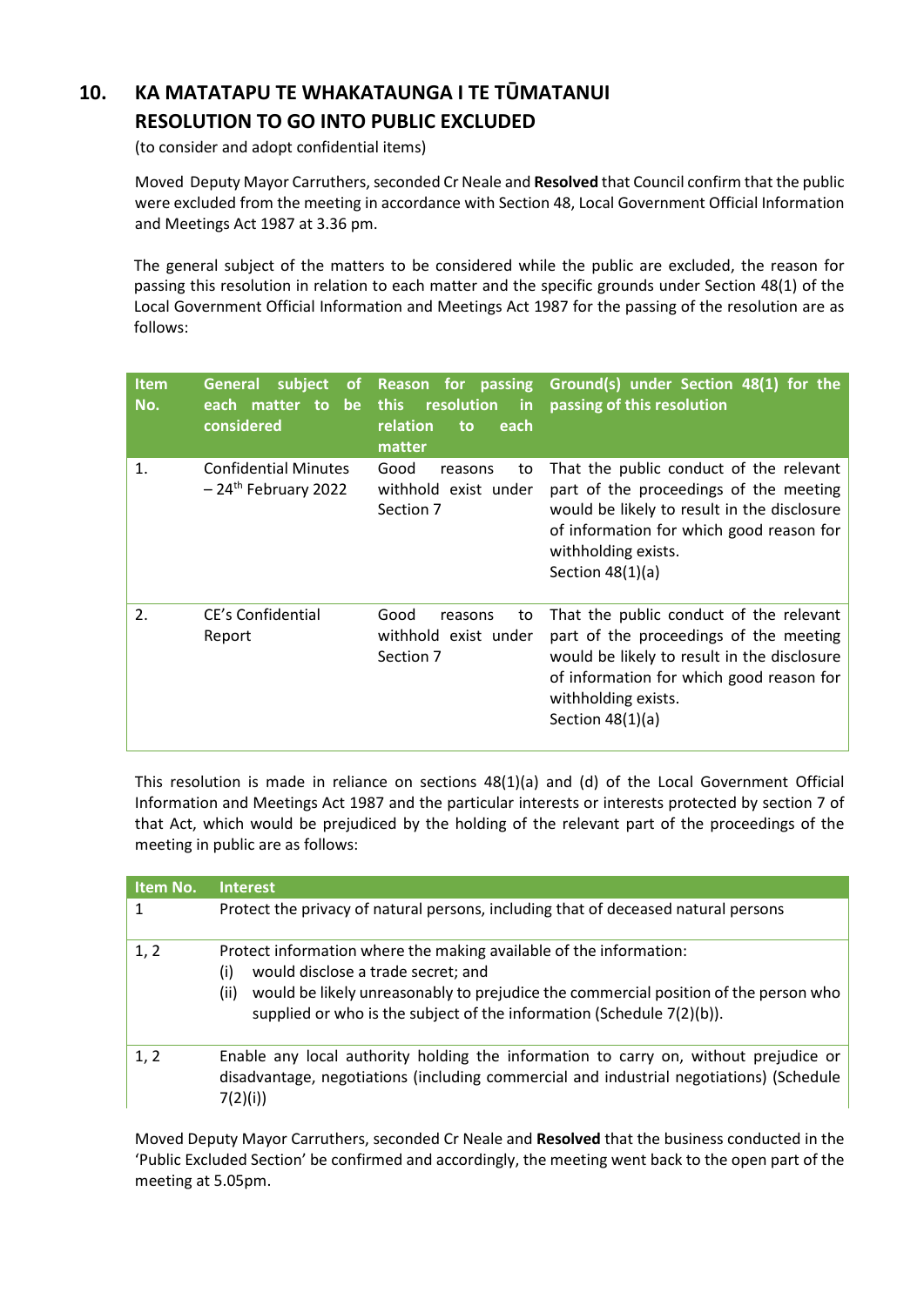## 10. KA MATATAPU TE WHAKATAUNGA I TE TŪMATANUI RESOLUTION TO GO INTO PUBLIC EXCLUDED

(to consider and adopt confidential items)

Moved Deputy Mayor Carruthers, seconded Cr Neale and **Resolved** that Council confirm that the public were excluded from the meeting in accordance with Section 48, Local Government Official Information and Meetings Act 1987 at 3.36 pm.

The general subject of the matters to be considered while the public are excluded, the reason for passing this resolution in relation to each matter and the specific grounds under Section 48(1) of the Local Government Official Information and Meetings Act 1987 for the passing of the resolution are as follows:

| Item No. | General subject of each matter to be considered | Reason for passing this resolution in relation to each matter | Ground(s) under Section 48(1) for the passing of this resolution |
|---|---|---|---|
| 1. | Confidential Minutes – 24th February 2022 | Good reasons to withhold exist under Section 7 | That the public conduct of the relevant part of the proceedings of the meeting would be likely to result in the disclosure of information for which good reason for withholding exists. Section 48(1)(a) |
| 2. | CE's Confidential Report | Good reasons to withhold exist under Section 7 | That the public conduct of the relevant part of the proceedings of the meeting would be likely to result in the disclosure of information for which good reason for withholding exists. Section 48(1)(a) |

This resolution is made in reliance on sections 48(1)(a) and (d) of the Local Government Official Information and Meetings Act 1987 and the particular interests or interests protected by section 7 of that Act, which would be prejudiced by the holding of the relevant part of the proceedings of the meeting in public are as follows:

| Item No. | Interest |
|---|---|
| 1 | Protect the privacy of natural persons, including that of deceased natural persons |
| 1, 2 | Protect information where the making available of the information: (i) would disclose a trade secret; and (ii) would be likely unreasonably to prejudice the commercial position of the person who supplied or who is the subject of the information (Schedule 7(2)(b)). |
| 1, 2 | Enable any local authority holding the information to carry on, without prejudice or disadvantage, negotiations (including commercial and industrial negotiations) (Schedule 7(2)(i)) |

Moved Deputy Mayor Carruthers, seconded Cr Neale and **Resolved** that the business conducted in the 'Public Excluded Section' be confirmed and accordingly, the meeting went back to the open part of the meeting at 5.05pm.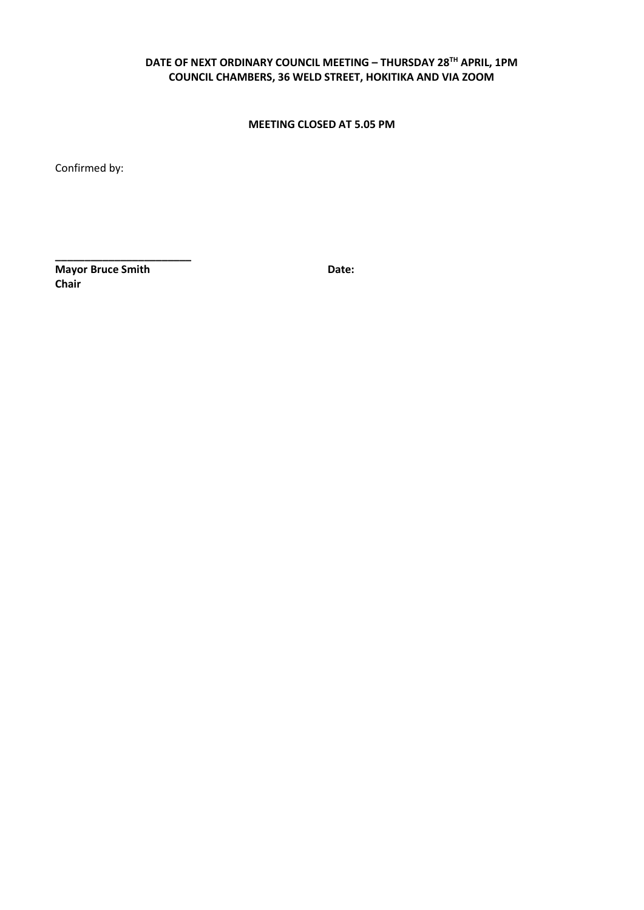**DATE OF NEXT ORDINARY COUNCIL MEETING – THURSDAY 28TH APRIL, 1PM**
**COUNCIL CHAMBERS, 36 WELD STREET, HOKITIKA AND VIA ZOOM**

**MEETING CLOSED AT 5.05 PM**

Confirmed by:

______________________

**Mayor Bruce Smith** **Date:**
**Chair**